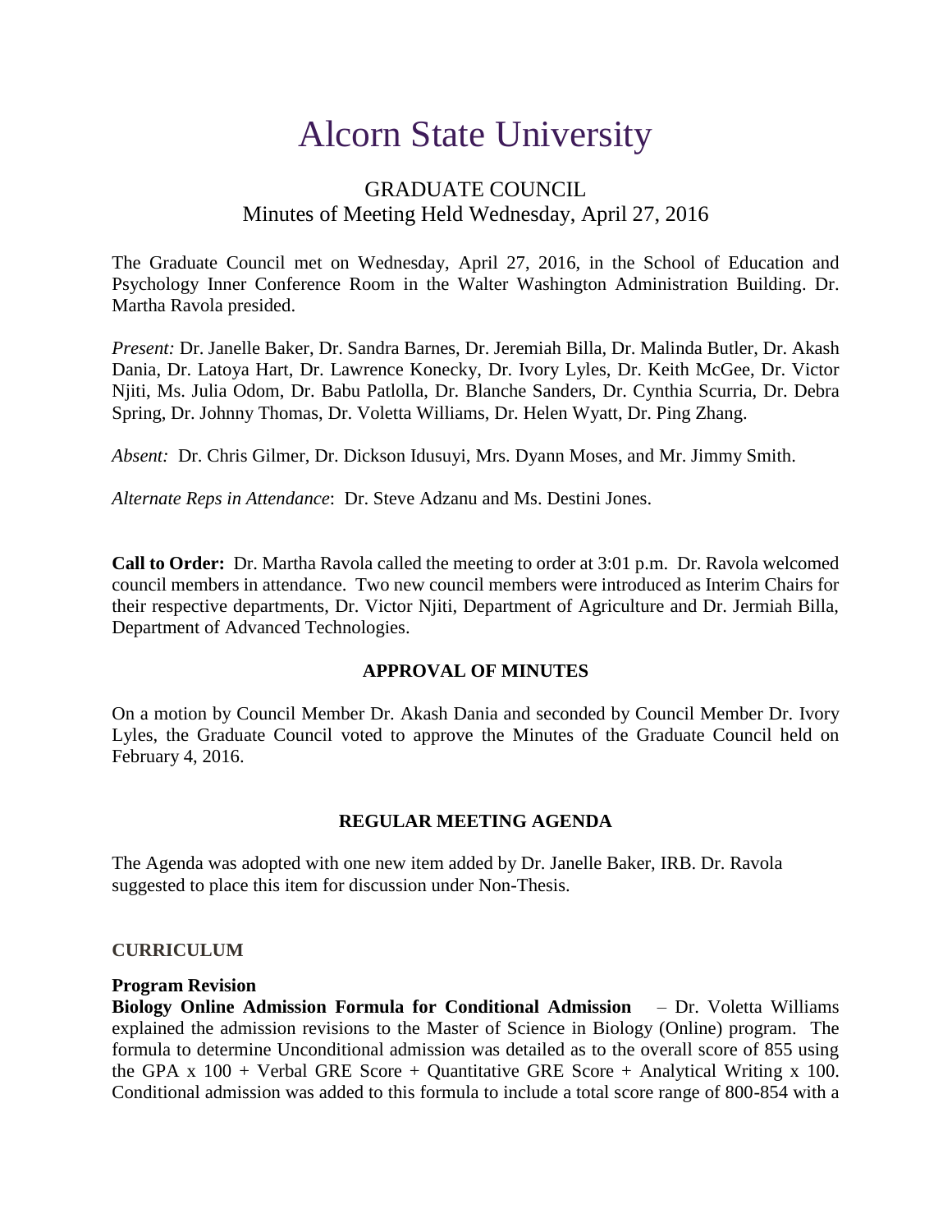# Alcorn State University

## GRADUATE COUNCIL
## Minutes of Meeting Held Wednesday, April 27, 2016

The Graduate Council met on Wednesday, April 27, 2016, in the School of Education and Psychology Inner Conference Room in the Walter Washington Administration Building. Dr. Martha Ravola presided.

*Present:* Dr. Janelle Baker, Dr. Sandra Barnes, Dr. Jeremiah Billa, Dr. Malinda Butler, Dr. Akash Dania, Dr. Latoya Hart, Dr. Lawrence Konecky, Dr. Ivory Lyles, Dr. Keith McGee, Dr. Victor Njiti, Ms. Julia Odom, Dr. Babu Patlolla, Dr. Blanche Sanders, Dr. Cynthia Scurria, Dr. Debra Spring, Dr. Johnny Thomas, Dr. Voletta Williams, Dr. Helen Wyatt, Dr. Ping Zhang.

*Absent:* Dr. Chris Gilmer, Dr. Dickson Idusuyi, Mrs. Dyann Moses, and Mr. Jimmy Smith.

*Alternate Reps in Attendance*: Dr. Steve Adzanu and Ms. Destini Jones.

**Call to Order:** Dr. Martha Ravola called the meeting to order at 3:01 p.m. Dr. Ravola welcomed council members in attendance. Two new council members were introduced as Interim Chairs for their respective departments, Dr. Victor Njiti, Department of Agriculture and Dr. Jermiah Billa, Department of Advanced Technologies.

**APPROVAL OF MINUTES**

On a motion by Council Member Dr. Akash Dania and seconded by Council Member Dr. Ivory Lyles, the Graduate Council voted to approve the Minutes of the Graduate Council held on February 4, 2016.

**REGULAR MEETING AGENDA**

The Agenda was adopted with one new item added by Dr. Janelle Baker, IRB. Dr. Ravola suggested to place this item for discussion under Non-Thesis.

**CURRICULUM**

**Program Revision**

**Biology Online Admission Formula for Conditional Admission** – Dr. Voletta Williams explained the admission revisions to the Master of Science in Biology (Online) program. The formula to determine Unconditional admission was detailed as to the overall score of 855 using the GPA x 100 + Verbal GRE Score + Quantitative GRE Score + Analytical Writing x 100. Conditional admission was added to this formula to include a total score range of 800-854 with a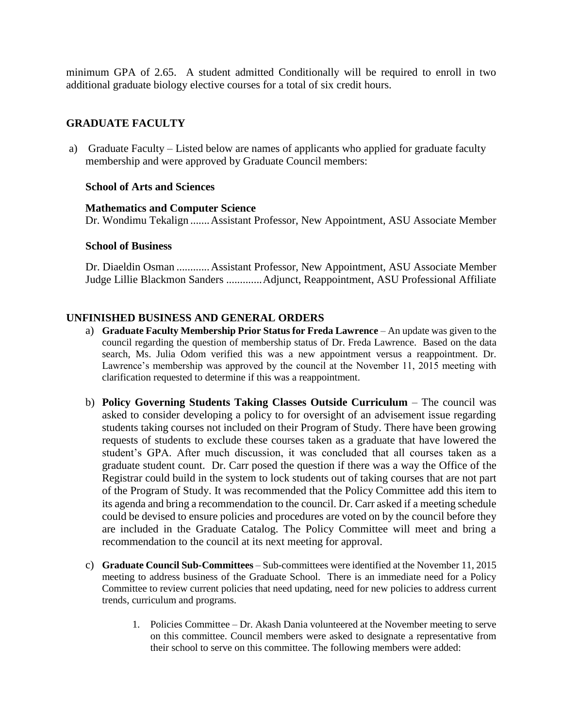minimum GPA of 2.65. A student admitted Conditionally will be required to enroll in two additional graduate biology elective courses for a total of six credit hours.

## GRADUATE FACULTY

a) Graduate Faculty – Listed below are names of applicants who applied for graduate faculty membership and were approved by Graduate Council members:

**School of Arts and Sciences**

**Mathematics and Computer Science**
Dr. Wondimu Tekalign ....... Assistant Professor, New Appointment, ASU Associate Member

**School of Business**

Dr. Diaeldin Osman ............ Assistant Professor, New Appointment, ASU Associate Member
Judge Lillie Blackmon Sanders ............. Adjunct, Reappointment, ASU Professional Affiliate

## UNFINISHED BUSINESS AND GENERAL ORDERS

a) **Graduate Faculty Membership Prior Status for Freda Lawrence** – An update was given to the council regarding the question of membership status of Dr. Freda Lawrence. Based on the data search, Ms. Julia Odom verified this was a new appointment versus a reappointment. Dr. Lawrence's membership was approved by the council at the November 11, 2015 meeting with clarification requested to determine if this was a reappointment.

b) **Policy Governing Students Taking Classes Outside Curriculum** – The council was asked to consider developing a policy to for oversight of an advisement issue regarding students taking courses not included on their Program of Study. There have been growing requests of students to exclude these courses taken as a graduate that have lowered the student's GPA. After much discussion, it was concluded that all courses taken as a graduate student count. Dr. Carr posed the question if there was a way the Office of the Registrar could build in the system to lock students out of taking courses that are not part of the Program of Study. It was recommended that the Policy Committee add this item to its agenda and bring a recommendation to the council. Dr. Carr asked if a meeting schedule could be devised to ensure policies and procedures are voted on by the council before they are included in the Graduate Catalog. The Policy Committee will meet and bring a recommendation to the council at its next meeting for approval.

c) **Graduate Council Sub-Committees** – Sub-committees were identified at the November 11, 2015 meeting to address business of the Graduate School. There is an immediate need for a Policy Committee to review current policies that need updating, need for new policies to address current trends, curriculum and programs.

1. Policies Committee – Dr. Akash Dania volunteered at the November meeting to serve on this committee. Council members were asked to designate a representative from their school to serve on this committee. The following members were added: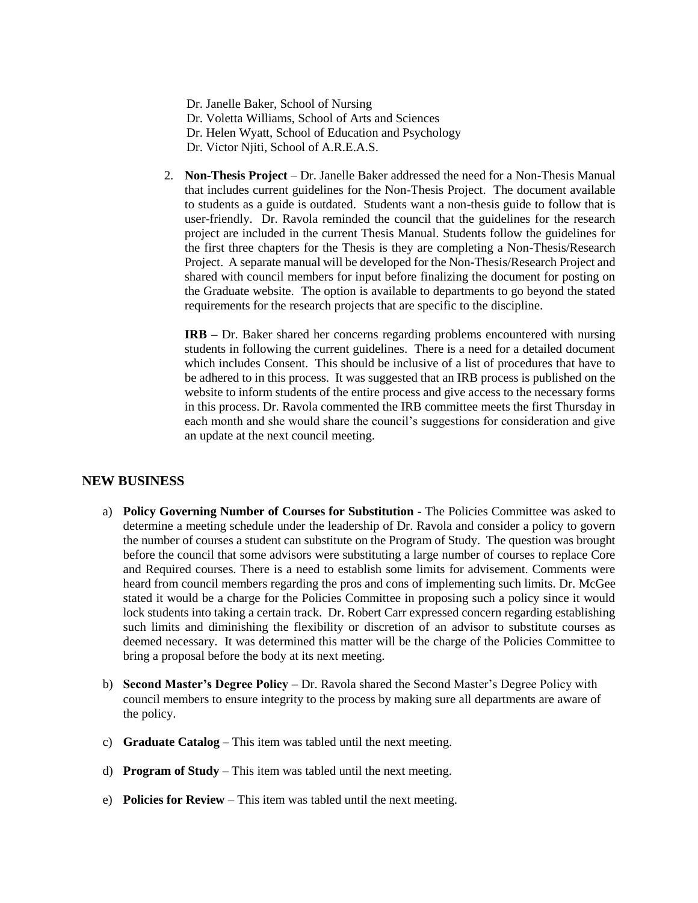Dr. Janelle Baker, School of Nursing
Dr. Voletta Williams, School of Arts and Sciences
Dr. Helen Wyatt, School of Education and Psychology
Dr. Victor Njiti, School of A.R.E.A.S.

2. **Non-Thesis Project** – Dr. Janelle Baker addressed the need for a Non-Thesis Manual that includes current guidelines for the Non-Thesis Project. The document available to students as a guide is outdated. Students want a non-thesis guide to follow that is user-friendly. Dr. Ravola reminded the council that the guidelines for the research project are included in the current Thesis Manual. Students follow the guidelines for the first three chapters for the Thesis is they are completing a Non-Thesis/Research Project. A separate manual will be developed for the Non-Thesis/Research Project and shared with council members for input before finalizing the document for posting on the Graduate website. The option is available to departments to go beyond the stated requirements for the research projects that are specific to the discipline.

   **IRB –** Dr. Baker shared her concerns regarding problems encountered with nursing students in following the current guidelines. There is a need for a detailed document which includes Consent. This should be inclusive of a list of procedures that have to be adhered to in this process. It was suggested that an IRB process is published on the website to inform students of the entire process and give access to the necessary forms in this process. Dr. Ravola commented the IRB committee meets the first Thursday in each month and she would share the council's suggestions for consideration and give an update at the next council meeting.

## NEW BUSINESS

a) **Policy Governing Number of Courses for Substitution** - The Policies Committee was asked to determine a meeting schedule under the leadership of Dr. Ravola and consider a policy to govern the number of courses a student can substitute on the Program of Study. The question was brought before the council that some advisors were substituting a large number of courses to replace Core and Required courses. There is a need to establish some limits for advisement. Comments were heard from council members regarding the pros and cons of implementing such limits. Dr. McGee stated it would be a charge for the Policies Committee in proposing such a policy since it would lock students into taking a certain track. Dr. Robert Carr expressed concern regarding establishing such limits and diminishing the flexibility or discretion of an advisor to substitute courses as deemed necessary. It was determined this matter will be the charge of the Policies Committee to bring a proposal before the body at its next meeting.

b) **Second Master's Degree Policy** – Dr. Ravola shared the Second Master's Degree Policy with council members to ensure integrity to the process by making sure all departments are aware of the policy.

c) **Graduate Catalog** – This item was tabled until the next meeting.

d) **Program of Study** – This item was tabled until the next meeting.

e) **Policies for Review** – This item was tabled until the next meeting.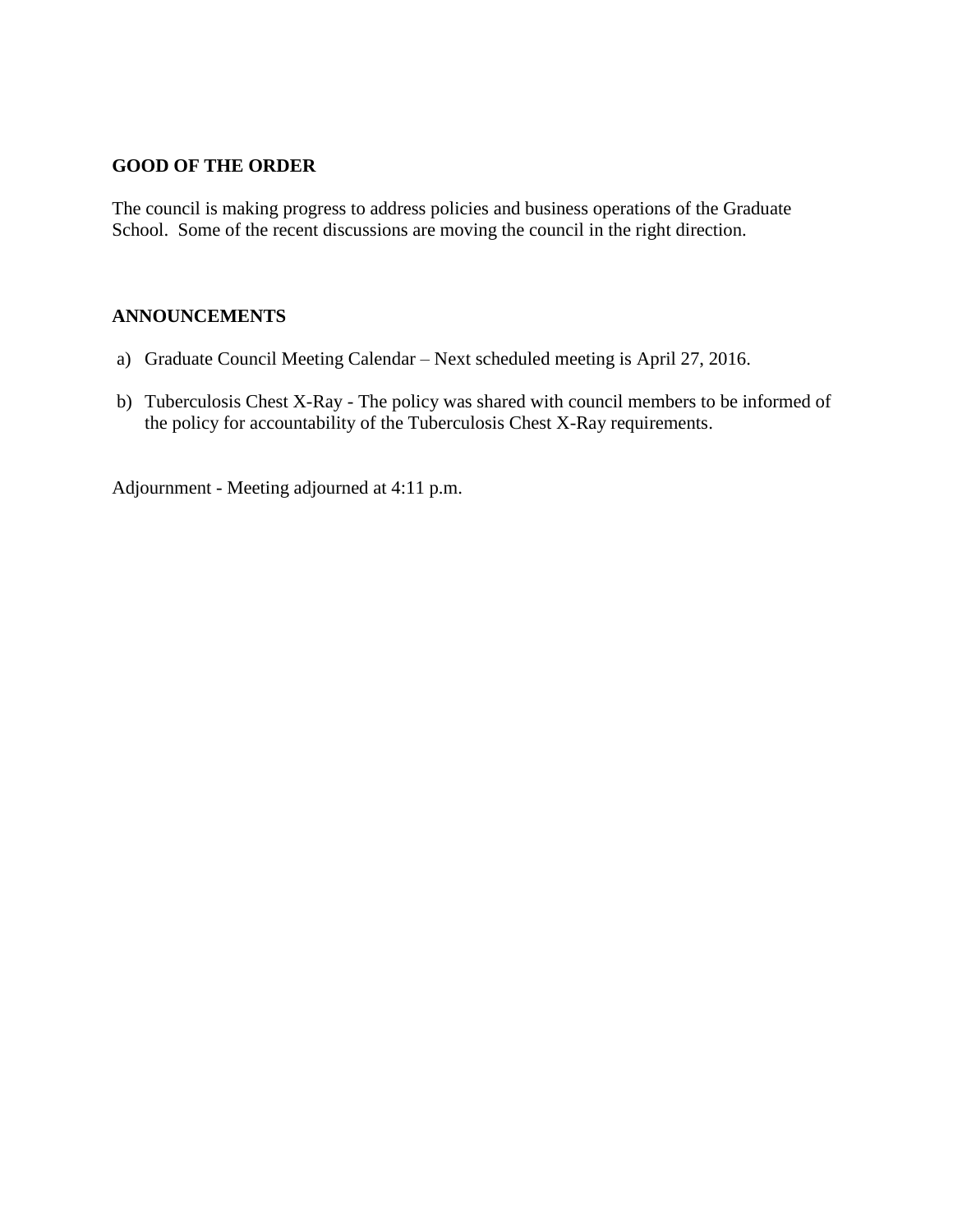**GOOD OF THE ORDER**

The council is making progress to address policies and business operations of the Graduate School. Some of the recent discussions are moving the council in the right direction.

**ANNOUNCEMENTS**

a) Graduate Council Meeting Calendar – Next scheduled meeting is April 27, 2016.

b) Tuberculosis Chest X-Ray - The policy was shared with council members to be informed of the policy for accountability of the Tuberculosis Chest X-Ray requirements.

Adjournment - Meeting adjourned at 4:11 p.m.